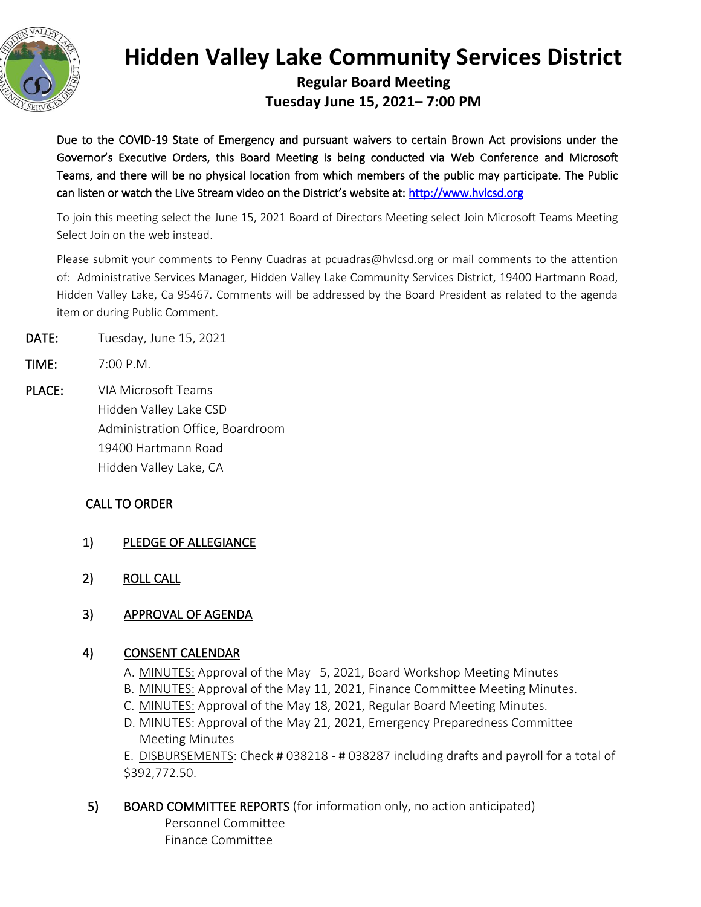# Hidden Valley Lake Community Services District

## Regular Board Meeting
## Tuesday June 15, 2021– 7:00 PM

**Due to the COVID-19 State of Emergency and pursuant waivers to certain Brown Act provisions under the Governor's Executive Orders, this Board Meeting is being conducted via Web Conference and Microsoft Teams, and there will be no physical location from which members of the public may participate. The Public can listen or watch the Live Stream video on the District's website at: http://www.hvlcsd.org**

To join this meeting select the June 15, 2021 Board of Directors Meeting select Join Microsoft Teams Meeting Select Join on the web instead.

Please submit your comments to Penny Cuadras at pcuadras@hvlcsd.org or mail comments to the attention of: Administrative Services Manager, Hidden Valley Lake Community Services District, 19400 Hartmann Road, Hidden Valley Lake, Ca 95467. Comments will be addressed by the Board President as related to the agenda item or during Public Comment.

**DATE:** Tuesday, June 15, 2021

**TIME:** 7:00 P.M.

**PLACE:** VIA Microsoft Teams
Hidden Valley Lake CSD
Administration Office, Boardroom
19400 Hartmann Road
Hidden Valley Lake, CA

CALL TO ORDER

1) PLEDGE OF ALLEGIANCE

2) ROLL CALL

3) APPROVAL OF AGENDA

4) CONSENT CALENDAR

A. MINUTES: Approval of the May 5, 2021, Board Workshop Meeting Minutes
B. MINUTES: Approval of the May 11, 2021, Finance Committee Meeting Minutes.
C. MINUTES: Approval of the May 18, 2021, Regular Board Meeting Minutes.
D. MINUTES: Approval of the May 21, 2021, Emergency Preparedness Committee Meeting Minutes
E. DISBURSEMENTS: Check # 038218 - # 038287 including drafts and payroll for a total of $392,772.50.

5) BOARD COMMITTEE REPORTS (for information only, no action anticipated)

Personnel Committee
Finance Committee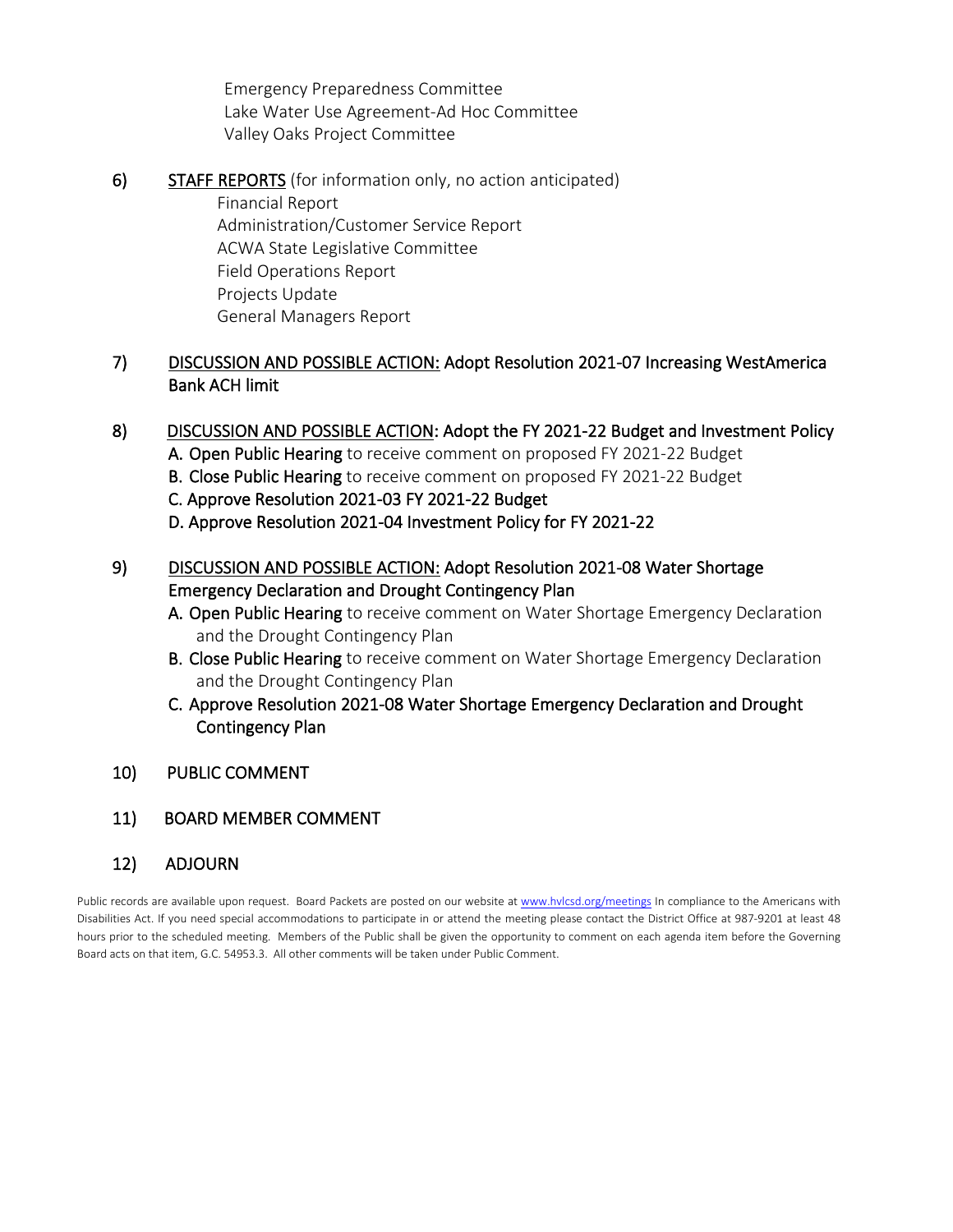Emergency Preparedness Committee
Lake Water Use Agreement-Ad Hoc Committee
Valley Oaks Project Committee

6) **STAFF REPORTS** (for information only, no action anticipated)
   - Financial Report
   - Administration/Customer Service Report
   - ACWA State Legislative Committee
   - Field Operations Report
   - Projects Update
   - General Managers Report

7) **DISCUSSION AND POSSIBLE ACTION: Adopt Resolution 2021-07 Increasing WestAmerica Bank ACH limit**

8) **DISCUSSION AND POSSIBLE ACTION: Adopt the FY 2021-22 Budget and Investment Policy**
   - **A. Open Public Hearing** to receive comment on proposed FY 2021-22 Budget
   - **B. Close Public Hearing** to receive comment on proposed FY 2021-22 Budget
   - **C. Approve Resolution 2021-03 FY 2021-22 Budget**
   - **D. Approve Resolution 2021-04 Investment Policy for FY 2021-22**

9) **DISCUSSION AND POSSIBLE ACTION: Adopt Resolution 2021-08 Water Shortage Emergency Declaration and Drought Contingency Plan**
   - **A. Open Public Hearing** to receive comment on Water Shortage Emergency Declaration and the Drought Contingency Plan
   - **B. Close Public Hearing** to receive comment on Water Shortage Emergency Declaration and the Drought Contingency Plan
   - **C. Approve Resolution 2021-08 Water Shortage Emergency Declaration and Drought Contingency Plan**

10) **PUBLIC COMMENT**

11) **BOARD MEMBER COMMENT**

12) **ADJOURN**

Public records are available upon request. Board Packets are posted on our website at www.hvlcsd.org/meetings In compliance to the Americans with Disabilities Act. If you need special accommodations to participate in or attend the meeting please contact the District Office at 987-9201 at least 48 hours prior to the scheduled meeting. Members of the Public shall be given the opportunity to comment on each agenda item before the Governing Board acts on that item, G.C. 54953.3. All other comments will be taken under Public Comment.